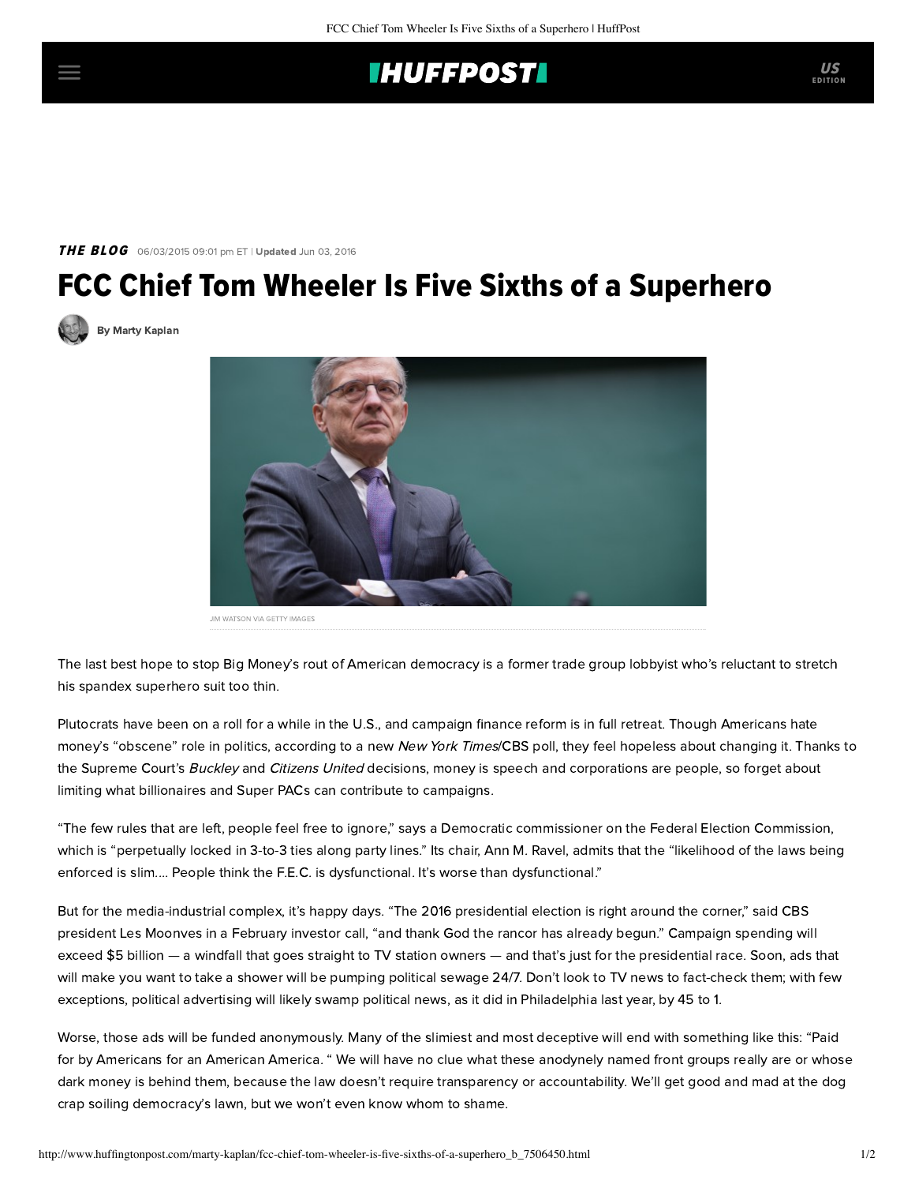**THE BLOG** 06/03/2015 09:01 pm ET | **Updated** Jun 03, 2016

# FCC Chief Tom Wheeler Is Five Sixths of a Superhero

By Marty Kaplan

JIM WATSON VIA GETTY IMAGES

The last best hope to stop Big Money's rout of American democracy is a former trade group lobbyist who's reluctant to stretch his spandex superhero suit too thin.

Plutocrats have been on a roll for a while in the U.S., and campaign finance reform is in full retreat. Though Americans hate money's "obscene" role in politics, according to a new *New York Times*/CBS poll, they feel hopeless about changing it. Thanks to the Supreme Court's *Buckley* and *Citizens United* decisions, money is speech and corporations are people, so forget about limiting what billionaires and Super PACs can contribute to campaigns.

"The few rules that are left, people feel free to ignore," says a Democratic commissioner on the Federal Election Commission, which is "perpetually locked in 3-to-3 ties along party lines." Its chair, Ann M. Ravel, admits that the "likelihood of the laws being enforced is slim.... People think the F.E.C. is dysfunctional. It's worse than dysfunctional."

But for the media-industrial complex, it's happy days. "The 2016 presidential election is right around the corner," said CBS president Les Moonves in a February investor call, "and thank God the rancor has already begun." Campaign spending will exceed $5 billion — a windfall that goes straight to TV station owners — and that's just for the presidential race. Soon, ads that will make you want to take a shower will be pumping political sewage 24/7. Don't look to TV news to fact-check them; with few exceptions, political advertising will likely swamp political news, as it did in Philadelphia last year, by 45 to 1.

Worse, those ads will be funded anonymously. Many of the slimiest and most deceptive will end with something like this: "Paid for by Americans for an American America. " We will have no clue what these anodynely named front groups really are or whose dark money is behind them, because the law doesn't require transparency or accountability. We'll get good and mad at the dog crap soiling democracy's lawn, but we won't even know whom to shame.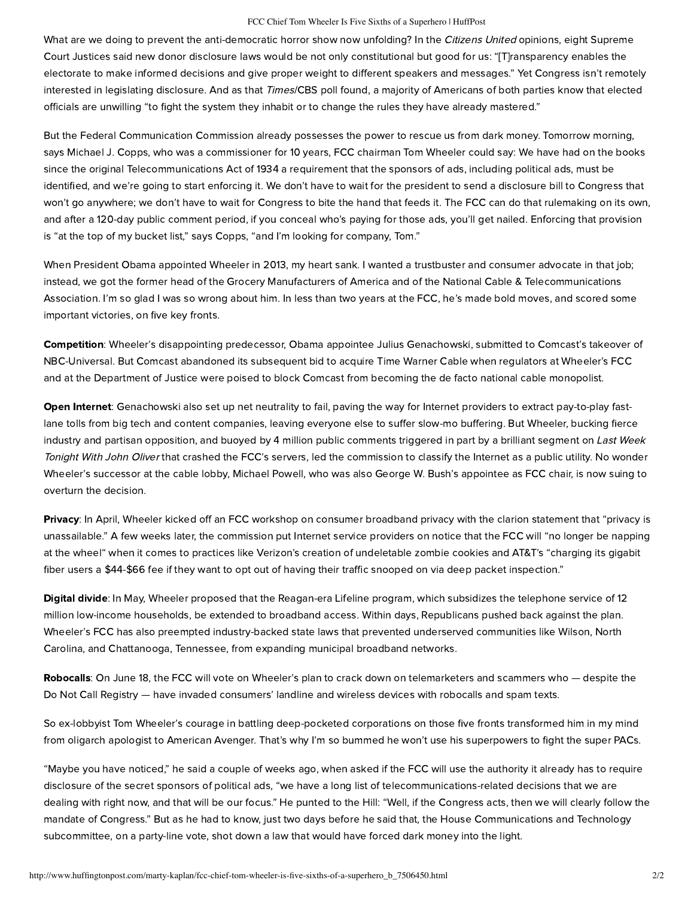What are we doing to prevent the anti-democratic horror show now unfolding? In the *Citizens United* opinions, eight Supreme Court Justices said new donor disclosure laws would be not only constitutional but good for us: "[T]ransparency enables the electorate to make informed decisions and give proper weight to different speakers and messages." Yet Congress isn't remotely interested in legislating disclosure. And as that *Times*/CBS poll found, a majority of Americans of both parties know that elected officials are unwilling "to fight the system they inhabit or to change the rules they have already mastered."

But the Federal Communication Commission already possesses the power to rescue us from dark money. Tomorrow morning, says Michael J. Copps, who was a commissioner for 10 years, FCC chairman Tom Wheeler could say: We have had on the books since the original Telecommunications Act of 1934 a requirement that the sponsors of ads, including political ads, must be identified, and we're going to start enforcing it. We don't have to wait for the president to send a disclosure bill to Congress that won't go anywhere; we don't have to wait for Congress to bite the hand that feeds it. The FCC can do that rulemaking on its own, and after a 120-day public comment period, if you conceal who's paying for those ads, you'll get nailed. Enforcing that provision is "at the top of my bucket list," says Copps, "and I'm looking for company, Tom."

When President Obama appointed Wheeler in 2013, my heart sank. I wanted a trustbuster and consumer advocate in that job; instead, we got the former head of the Grocery Manufacturers of America and of the National Cable & Telecommunications Association. I'm so glad I was so wrong about him. In less than two years at the FCC, he's made bold moves, and scored some important victories, on five key fronts.

**Competition**: Wheeler's disappointing predecessor, Obama appointee Julius Genachowski, submitted to Comcast's takeover of NBC-Universal. But Comcast abandoned its subsequent bid to acquire Time Warner Cable when regulators at Wheeler's FCC and at the Department of Justice were poised to block Comcast from becoming the de facto national cable monopolist.

**Open Internet**: Genachowski also set up net neutrality to fail, paving the way for Internet providers to extract pay-to-play fast-lane tolls from big tech and content companies, leaving everyone else to suffer slow-mo buffering. But Wheeler, bucking fierce industry and partisan opposition, and buoyed by 4 million public comments triggered in part by a brilliant segment on *Last Week Tonight With John Oliver* that crashed the FCC's servers, led the commission to classify the Internet as a public utility. No wonder Wheeler's successor at the cable lobby, Michael Powell, who was also George W. Bush's appointee as FCC chair, is now suing to overturn the decision.

**Privacy**: In April, Wheeler kicked off an FCC workshop on consumer broadband privacy with the clarion statement that "privacy is unassailable." A few weeks later, the commission put Internet service providers on notice that the FCC will "no longer be napping at the wheel" when it comes to practices like Verizon's creation of undeletable zombie cookies and AT&T's "charging its gigabit fiber users a $44-$66 fee if they want to opt out of having their traffic snooped on via deep packet inspection."

**Digital divide**: In May, Wheeler proposed that the Reagan-era Lifeline program, which subsidizes the telephone service of 12 million low-income households, be extended to broadband access. Within days, Republicans pushed back against the plan. Wheeler's FCC has also preempted industry-backed state laws that prevented underserved communities like Wilson, North Carolina, and Chattanooga, Tennessee, from expanding municipal broadband networks.

**Robocalls**: On June 18, the FCC will vote on Wheeler's plan to crack down on telemarketers and scammers who — despite the Do Not Call Registry — have invaded consumers' landline and wireless devices with robocalls and spam texts.

So ex-lobbyist Tom Wheeler's courage in battling deep-pocketed corporations on those five fronts transformed him in my mind from oligarch apologist to American Avenger. That's why I'm so bummed he won't use his superpowers to fight the super PACs.

"Maybe you have noticed," he said a couple of weeks ago, when asked if the FCC will use the authority it already has to require disclosure of the secret sponsors of political ads, "we have a long list of telecommunications-related decisions that we are dealing with right now, and that will be our focus." He punted to the Hill: "Well, if the Congress acts, then we will clearly follow the mandate of Congress." But as he had to know, just two days before he said that, the House Communications and Technology subcommittee, on a party-line vote, shot down a law that would have forced dark money into the light.